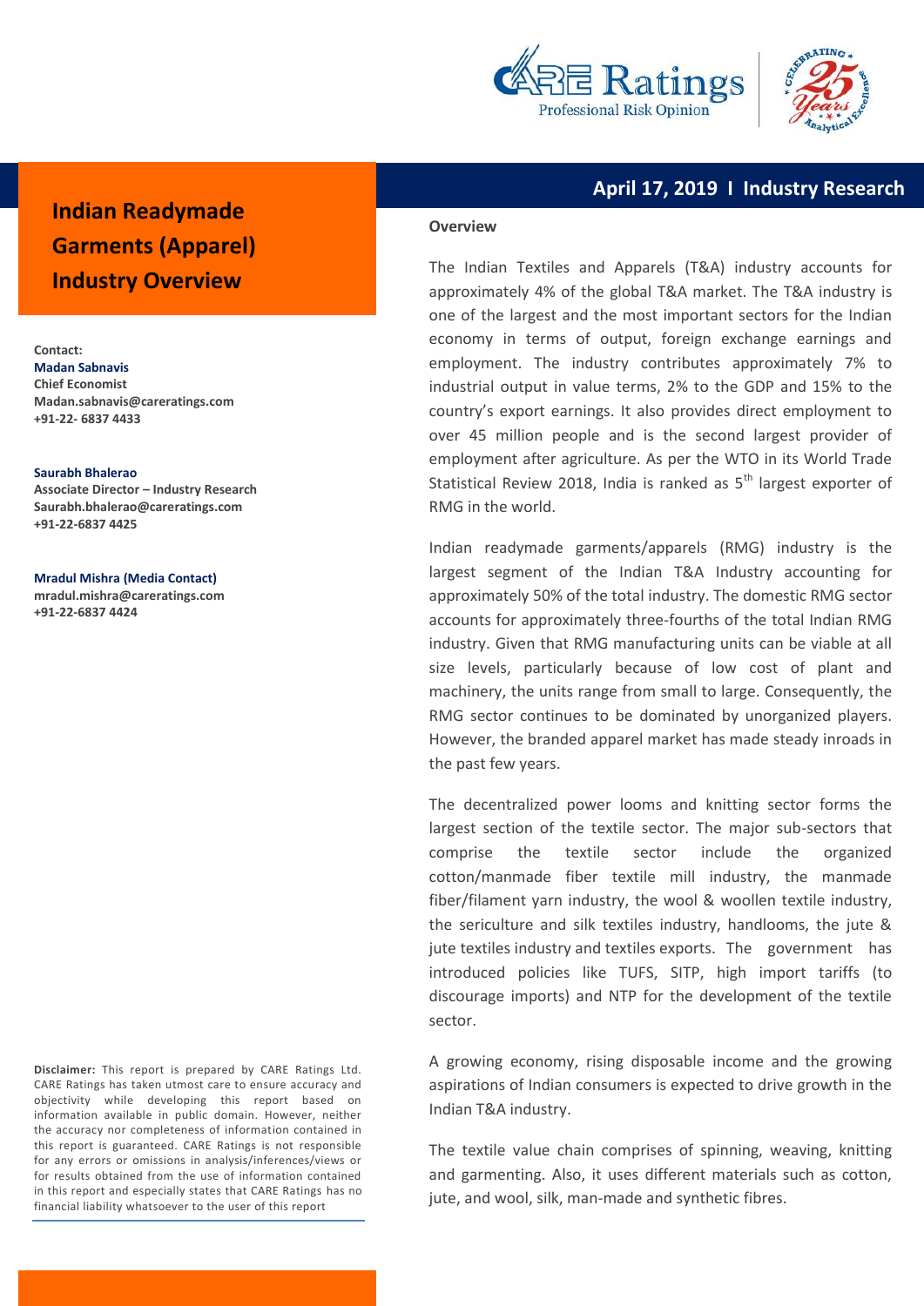April 17, 2019 I Industry Research

# Indian Readymade Garments (Apparel) Industry Overview

**Contact:**

**Madan Sabnavis**
**Chief Economist**
**Madan.sabnavis@careratings.com**
**+91-22- 6837 4433**

**Saurabh Bhalerao**
**Associate Director – Industry Research**
**Saurabh.bhalerao@careratings.com**
**+91-22-6837 4425**

**Mradul Mishra (Media Contact)**
**mradul.mishra@careratings.com**
**+91-22-6837 4424**

**Disclaimer:** This report is prepared by CARE Ratings Ltd. CARE Ratings has taken utmost care to ensure accuracy and objectivity while developing this report based on information available in public domain. However, neither the accuracy nor completeness of information contained in this report is guaranteed. CARE Ratings is not responsible for any errors or omissions in analysis/inferences/views or for results obtained from the use of information contained in this report and especially states that CARE Ratings has no financial liability whatsoever to the user of this report

## Overview

The Indian Textiles and Apparels (T&A) industry accounts for approximately 4% of the global T&A market. The T&A industry is one of the largest and the most important sectors for the Indian economy in terms of output, foreign exchange earnings and employment. The industry contributes approximately 7% to industrial output in value terms, 2% to the GDP and 15% to the country's export earnings. It also provides direct employment to over 45 million people and is the second largest provider of employment after agriculture. As per the WTO in its World Trade Statistical Review 2018, India is ranked as 5th largest exporter of RMG in the world.

Indian readymade garments/apparels (RMG) industry is the largest segment of the Indian T&A Industry accounting for approximately 50% of the total industry. The domestic RMG sector accounts for approximately three-fourths of the total Indian RMG industry. Given that RMG manufacturing units can be viable at all size levels, particularly because of low cost of plant and machinery, the units range from small to large. Consequently, the RMG sector continues to be dominated by unorganized players. However, the branded apparel market has made steady inroads in the past few years.

The decentralized power looms and knitting sector forms the largest section of the textile sector. The major sub-sectors that comprise the textile sector include the organized cotton/manmade fiber textile mill industry, the manmade fiber/filament yarn industry, the wool & woollen textile industry, the sericulture and silk textiles industry, handlooms, the jute & jute textiles industry and textiles exports. The government has introduced policies like TUFS, SITP, high import tariffs (to discourage imports) and NTP for the development of the textile sector.

A growing economy, rising disposable income and the growing aspirations of Indian consumers is expected to drive growth in the Indian T&A industry.

The textile value chain comprises of spinning, weaving, knitting and garmenting. Also, it uses different materials such as cotton, jute, and wool, silk, man-made and synthetic fibres.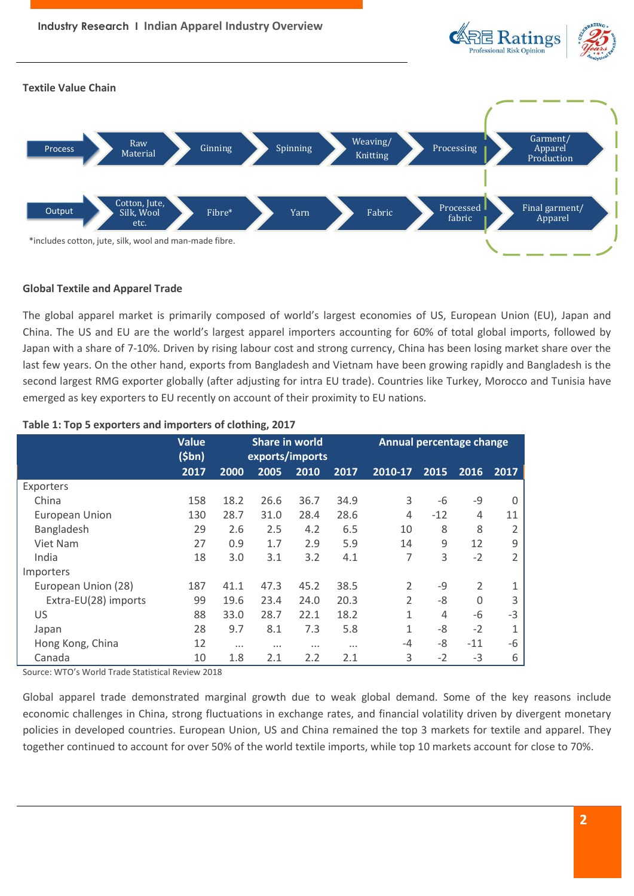### Textile Value Chain

| Process | Raw Material | Ginning | Spinning | Weaving/ Knitting | Processing | Garment/ Apparel Production |
|---|---|---|---|---|---|---|
| Output | Cotton, Jute, Silk, Wool etc. | Fibre* | Yarn | Fabric | Processed fabric | Final garment/ Apparel |

*includes cotton, jute, silk, wool and man-made fibre.

### Global Textile and Apparel Trade

The global apparel market is primarily composed of world's largest economies of US, European Union (EU), Japan and China. The US and EU are the world's largest apparel importers accounting for 60% of total global imports, followed by Japan with a share of 7-10%. Driven by rising labour cost and strong currency, China has been losing market share over the last few years. On the other hand, exports from Bangladesh and Vietnam have been growing rapidly and Bangladesh is the second largest RMG exporter globally (after adjusting for intra EU trade). Countries like Turkey, Morocco and Tunisia have emerged as key exporters to EU recently on account of their proximity to EU nations.

**Table 1: Top 5 exporters and importers of clothing, 2017**

| | Value ($bn) | Share in world exports/imports | | | | Annual percentage change | | | |
|---|---|---|---|---|---|---|---|---|---|
| | 2017 | 2000 | 2005 | 2010 | 2017 | 2010-17 | 2015 | 2016 | 2017 |
| Exporters | | | | | | | | | |
| China | 158 | 18.2 | 26.6 | 36.7 | 34.9 | 3 | -6 | -9 | 0 |
| European Union | 130 | 28.7 | 31.0 | 28.4 | 28.6 | 4 | -12 | 4 | 11 |
| Bangladesh | 29 | 2.6 | 2.5 | 4.2 | 6.5 | 10 | 8 | 8 | 2 |
| Viet Nam | 27 | 0.9 | 1.7 | 2.9 | 5.9 | 14 | 9 | 12 | 9 |
| India | 18 | 3.0 | 3.1 | 3.2 | 4.1 | 7 | 3 | -2 | 2 |
| Importers | | | | | | | | | |
| European Union (28) | 187 | 41.1 | 47.3 | 45.2 | 38.5 | 2 | -9 | 2 | 1 |
| Extra-EU(28) imports | 99 | 19.6 | 23.4 | 24.0 | 20.3 | 2 | -8 | 0 | 3 |
| US | 88 | 33.0 | 28.7 | 22.1 | 18.2 | 1 | 4 | -6 | -3 |
| Japan | 28 | 9.7 | 8.1 | 7.3 | 5.8 | 1 | -8 | -2 | 1 |
| Hong Kong, China | 12 | ... | ... | ... | ... | -4 | -8 | -11 | -6 |
| Canada | 10 | 1.8 | 2.1 | 2.2 | 2.1 | 3 | -2 | -3 | 6 |

Source: WTO's World Trade Statistical Review 2018

Global apparel trade demonstrated marginal growth due to weak global demand. Some of the key reasons include economic challenges in China, strong fluctuations in exchange rates, and financial volatility driven by divergent monetary policies in developed countries. European Union, US and China remained the top 3 markets for textile and apparel. They together continued to account for over 50% of the world textile imports, while top 10 markets account for close to 70%.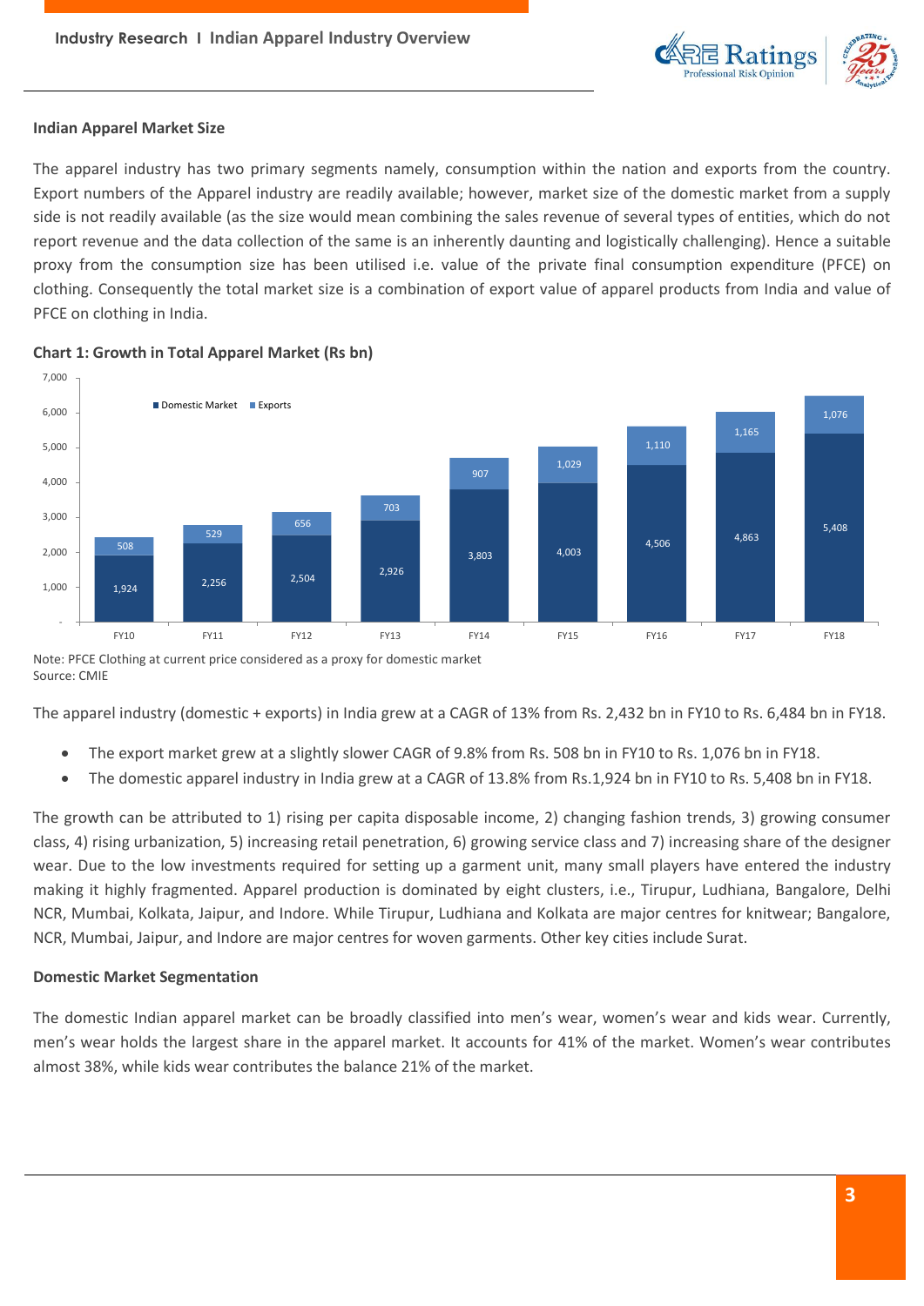## Indian Apparel Market Size

The apparel industry has two primary segments namely, consumption within the nation and exports from the country. Export numbers of the Apparel industry are readily available; however, market size of the domestic market from a supply side is not readily available (as the size would mean combining the sales revenue of several types of entities, which do not report revenue and the data collection of the same is an inherently daunting and logistically challenging). Hence a suitable proxy from the consumption size has been utilised i.e. value of the private final consumption expenditure (PFCE) on clothing. Consequently the total market size is a combination of export value of apparel products from India and value of PFCE on clothing in India.

**Chart 1: Growth in Total Apparel Market (Rs bn)**

| | FY10 | FY11 | FY12 | FY13 | FY14 | FY15 | FY16 | FY17 | FY18 |
|---|---|---|---|---|---|---|---|---|---|
| Domestic Market | 1,924 | 2,256 | 2,504 | 2,926 | 3,803 | 4,003 | 4,506 | 4,863 | 5,408 |
| Exports | 508 | 529 | 656 | 703 | 907 | 1,029 | 1,110 | 1,165 | 1,076 |

Note: PFCE Clothing at current price considered as a proxy for domestic market
Source: CMIE

The apparel industry (domestic + exports) in India grew at a CAGR of 13% from Rs. 2,432 bn in FY10 to Rs. 6,484 bn in FY18.

- The export market grew at a slightly slower CAGR of 9.8% from Rs. 508 bn in FY10 to Rs. 1,076 bn in FY18.
- The domestic apparel industry in India grew at a CAGR of 13.8% from Rs.1,924 bn in FY10 to Rs. 5,408 bn in FY18.

The growth can be attributed to 1) rising per capita disposable income, 2) changing fashion trends, 3) growing consumer class, 4) rising urbanization, 5) increasing retail penetration, 6) growing service class and 7) increasing share of the designer wear. Due to the low investments required for setting up a garment unit, many small players have entered the industry making it highly fragmented. Apparel production is dominated by eight clusters, i.e., Tirupur, Ludhiana, Bangalore, Delhi NCR, Mumbai, Kolkata, Jaipur, and Indore. While Tirupur, Ludhiana and Kolkata are major centres for knitwear; Bangalore, NCR, Mumbai, Jaipur, and Indore are major centres for woven garments. Other key cities include Surat.

## Domestic Market Segmentation

The domestic Indian apparel market can be broadly classified into men's wear, women's wear and kids wear. Currently, men's wear holds the largest share in the apparel market. It accounts for 41% of the market. Women's wear contributes almost 38%, while kids wear contributes the balance 21% of the market.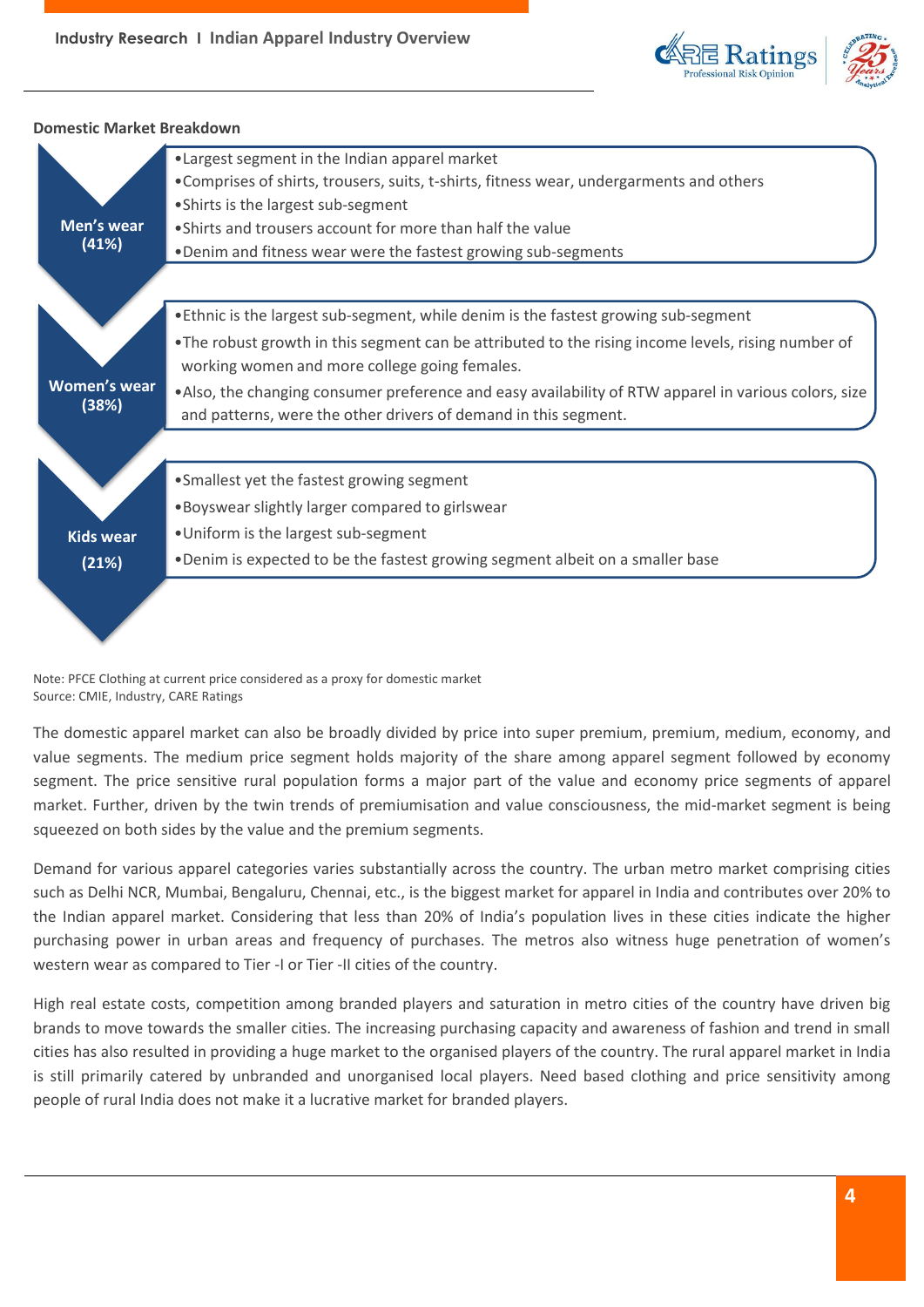**Domestic Market Breakdown**

**Men's wear (41%)**

- Largest segment in the Indian apparel market
- Comprises of shirts, trousers, suits, t-shirts, fitness wear, undergarments and others
- Shirts is the largest sub-segment
- Shirts and trousers account for more than half the value
- Denim and fitness wear were the fastest growing sub-segments

**Women's wear (38%)**

- Ethnic is the largest sub-segment, while denim is the fastest growing sub-segment
- The robust growth in this segment can be attributed to the rising income levels, rising number of working women and more college going females.
- Also, the changing consumer preference and easy availability of RTW apparel in various colors, size and patterns, were the other drivers of demand in this segment.

**Kids wear (21%)**

- Smallest yet the fastest growing segment
- Boyswear slightly larger compared to girlswear
- Uniform is the largest sub-segment
- Denim is expected to be the fastest growing segment albeit on a smaller base

Note: PFCE Clothing at current price considered as a proxy for domestic market
Source: CMIE, Industry, CARE Ratings

The domestic apparel market can also be broadly divided by price into super premium, premium, medium, economy, and value segments. The medium price segment holds majority of the share among apparel segment followed by economy segment. The price sensitive rural population forms a major part of the value and economy price segments of apparel market. Further, driven by the twin trends of premiumisation and value consciousness, the mid-market segment is being squeezed on both sides by the value and the premium segments.

Demand for various apparel categories varies substantially across the country. The urban metro market comprising cities such as Delhi NCR, Mumbai, Bengaluru, Chennai, etc., is the biggest market for apparel in India and contributes over 20% to the Indian apparel market. Considering that less than 20% of India's population lives in these cities indicate the higher purchasing power in urban areas and frequency of purchases. The metros also witness huge penetration of women's western wear as compared to Tier -I or Tier -II cities of the country.

High real estate costs, competition among branded players and saturation in metro cities of the country have driven big brands to move towards the smaller cities. The increasing purchasing capacity and awareness of fashion and trend in small cities has also resulted in providing a huge market to the organised players of the country. The rural apparel market in India is still primarily catered by unbranded and unorganised local players. Need based clothing and price sensitivity among people of rural India does not make it a lucrative market for branded players.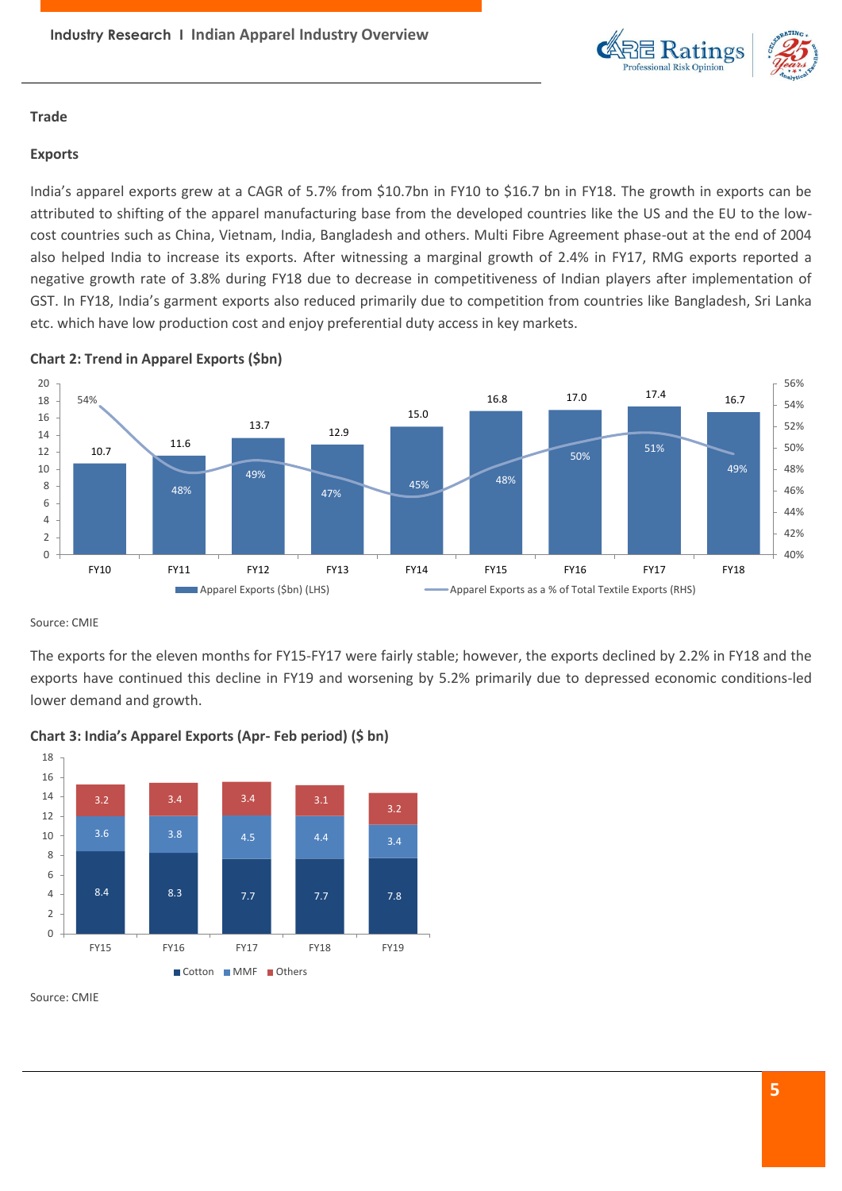### Trade

### Exports

India's apparel exports grew at a CAGR of 5.7% from $10.7bn in FY10 to $16.7 bn in FY18. The growth in exports can be attributed to shifting of the apparel manufacturing base from the developed countries like the US and the EU to the low-cost countries such as China, Vietnam, India, Bangladesh and others. Multi Fibre Agreement phase-out at the end of 2004 also helped India to increase its exports. After witnessing a marginal growth of 2.4% in FY17, RMG exports reported a negative growth rate of 3.8% during FY18 due to decrease in competitiveness of Indian players after implementation of GST. In FY18, India's garment exports also reduced primarily due to competition from countries like Bangladesh, Sri Lanka etc. which have low production cost and enjoy preferential duty access in key markets.

**Chart 2: Trend in Apparel Exports ($bn)**

| | FY10 | FY11 | FY12 | FY13 | FY14 | FY15 | FY16 | FY17 | FY18 |
|---|---|---|---|---|---|---|---|---|---|
| Apparel Exports ($bn) (LHS) | 10.7 | 11.6 | 13.7 | 12.9 | 15.0 | 16.8 | 17.0 | 17.4 | 16.7 |
| Apparel Exports as a % of Total Textile Exports (RHS) | 54% | 48% | 49% | 47% | 45% | 48% | 50% | 51% | 49% |

Source: CMIE

The exports for the eleven months for FY15-FY17 were fairly stable; however, the exports declined by 2.2% in FY18 and the exports have continued this decline in FY19 and worsening by 5.2% primarily due to depressed economic conditions-led lower demand and growth.

**Chart 3: India's Apparel Exports (Apr- Feb period) ($ bn)**

| | FY15 | FY16 | FY17 | FY18 | FY19 |
|---|---|---|---|---|---|
| Cotton | 8.4 | 8.3 | 7.7 | 7.7 | 7.8 |
| MMF | 3.6 | 3.8 | 4.5 | 4.4 | 3.4 |
| Others | 3.2 | 3.4 | 3.4 | 3.1 | 3.2 |

Source: CMIE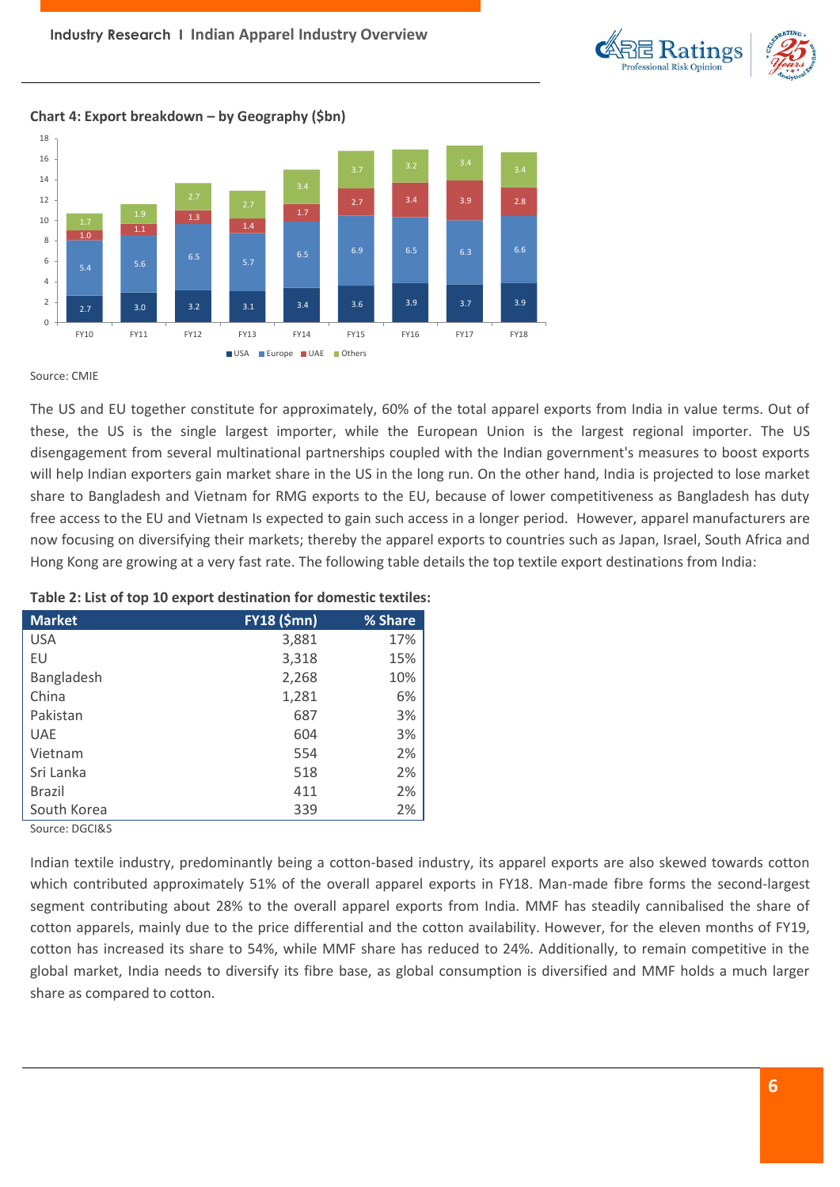**Chart 4: Export breakdown – by Geography ($bn)**

| | FY10 | FY11 | FY12 | FY13 | FY14 | FY15 | FY16 | FY17 | FY18 |
|---|---|---|---|---|---|---|---|---|---|
| USA | 2.7 | 3.0 | 3.2 | 3.1 | 3.4 | 3.6 | 3.9 | 3.7 | 3.9 |
| Europe | 5.4 | 5.6 | 6.5 | 5.7 | 6.5 | 6.9 | 6.5 | 6.3 | 6.6 |
| UAE | 1.0 | 1.1 | 1.3 | 1.4 | 1.7 | 2.7 | 3.4 | 3.9 | 2.8 |
| Others | 1.7 | 1.9 | 2.7 | 2.7 | 3.4 | 3.7 | 3.2 | 3.4 | 3.4 |

Source: CMIE

The US and EU together constitute for approximately, 60% of the total apparel exports from India in value terms. Out of these, the US is the single largest importer, while the European Union is the largest regional importer. The US disengagement from several multinational partnerships coupled with the Indian government's measures to boost exports will help Indian exporters gain market share in the US in the long run. On the other hand, India is projected to lose market share to Bangladesh and Vietnam for RMG exports to the EU, because of lower competitiveness as Bangladesh has duty free access to the EU and Vietnam Is expected to gain such access in a longer period. However, apparel manufacturers are now focusing on diversifying their markets; thereby the apparel exports to countries such as Japan, Israel, South Africa and Hong Kong are growing at a very fast rate. The following table details the top textile export destinations from India:

**Table 2: List of top 10 export destination for domestic textiles:**

| Market | FY18 ($mn) | % Share |
|---|---|---|
| USA | 3,881 | 17% |
| EU | 3,318 | 15% |
| Bangladesh | 2,268 | 10% |
| China | 1,281 | 6% |
| Pakistan | 687 | 3% |
| UAE | 604 | 3% |
| Vietnam | 554 | 2% |
| Sri Lanka | 518 | 2% |
| Brazil | 411 | 2% |
| South Korea | 339 | 2% |

Source: DGCI&S

Indian textile industry, predominantly being a cotton-based industry, its apparel exports are also skewed towards cotton which contributed approximately 51% of the overall apparel exports in FY18. Man-made fibre forms the second-largest segment contributing about 28% to the overall apparel exports from India. MMF has steadily cannibalised the share of cotton apparels, mainly due to the price differential and the cotton availability. However, for the eleven months of FY19, cotton has increased its share to 54%, while MMF share has reduced to 24%. Additionally, to remain competitive in the global market, India needs to diversify its fibre base, as global consumption is diversified and MMF holds a much larger share as compared to cotton.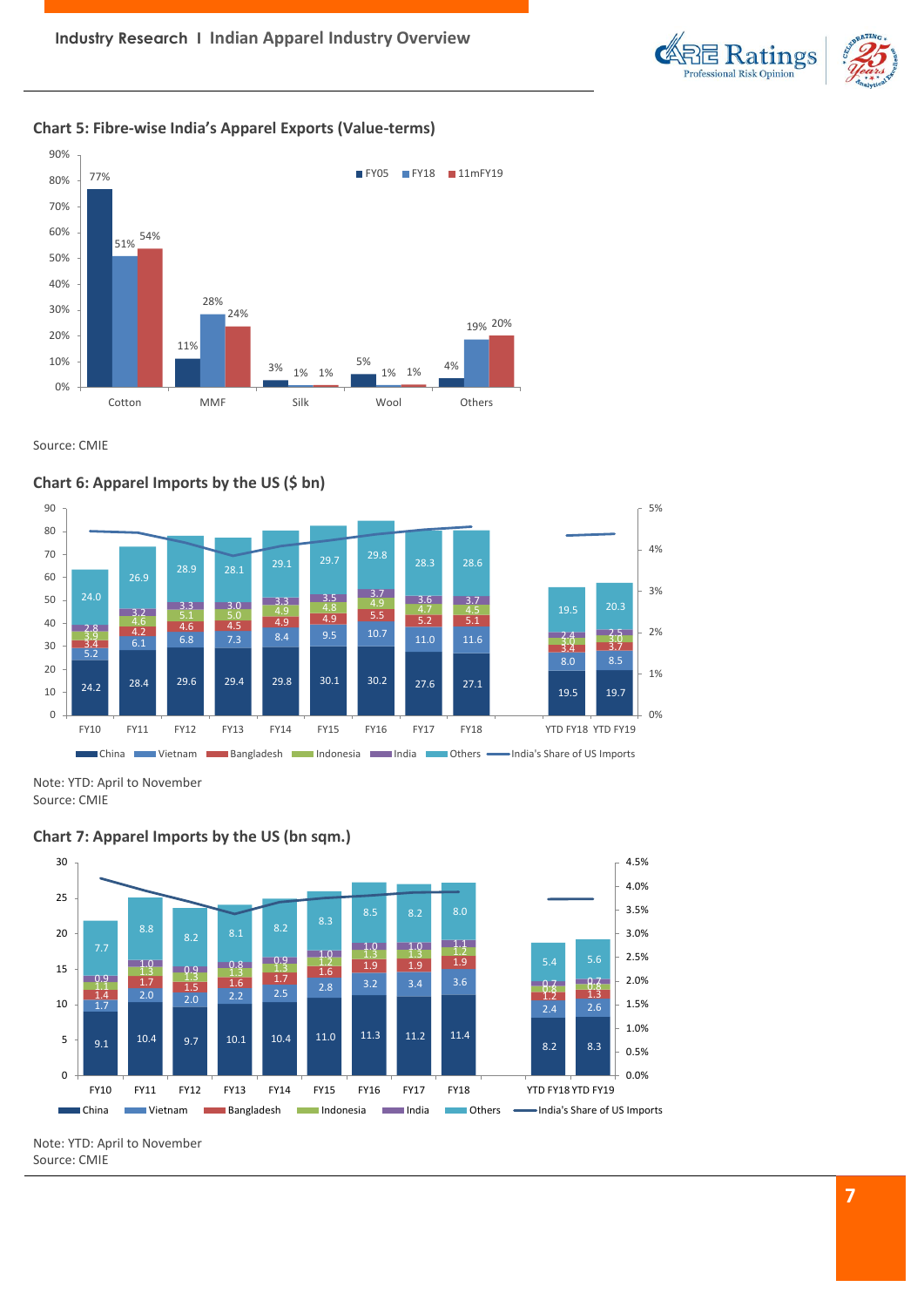**Chart 5: Fibre-wise India's Apparel Exports (Value-terms)**

| | FY05 | FY18 | 11mFY19 |
|---|---|---|---|
| Cotton | 77% | 51% | 54% |
| MMF | 11% | 28% | 24% |
| Silk | 3% | 1% | 1% |
| Wool | 5% | 1% | 1% |
| Others | 4% | 19% | 20% |

Source: CMIE

**Chart 6: Apparel Imports by the US ($ bn)**

| | China | Vietnam | Bangladesh | Indonesia | India | Others |
|---|---|---|---|---|---|---|
| FY10 | 24.2 | 5.2 | 3.4 | 3.9 | 2.8 | 24.0 |
| FY11 | 28.4 | 6.1 | 4.2 | 4.6 | 3.2 | 26.9 |
| FY12 | 29.6 | 6.8 | 4.6 | 5.1 | 3.3 | 28.9 |
| FY13 | 29.4 | 7.3 | 4.5 | 5.0 | 3.0 | 28.1 |
| FY14 | 29.8 | 8.4 | 4.9 | 4.9 | 3.3 | 29.1 |
| FY15 | 30.1 | 9.5 | 4.9 | 4.8 | 3.5 | 29.7 |
| FY16 | 30.2 | 10.7 | 5.5 | 4.9 | 3.7 | 29.8 |
| FY17 | 27.6 | 11.0 | 5.2 | 4.7 | 3.6 | 28.3 |
| FY18 | 27.1 | 11.6 | 5.1 | 4.5 | 3.7 | 28.6 |
| YTD FY18 | 19.5 | 8.0 | 3.4 | 3.0 | 2.4 | 19.5 |
| YTD FY19 | 19.7 | 8.5 | 3.7 | 3.0 | 2.5 | 20.3 |

China, Vietnam, Bangladesh, Indonesia, India, Others, India's Share of US Imports

Note: YTD: April to November
Source: CMIE

**Chart 7: Apparel Imports by the US (bn sqm.)**

| | China | Vietnam | Bangladesh | Indonesia | India | Others |
|---|---|---|---|---|---|---|
| FY10 | 9.1 | 1.7 | 1.4 | 1.1 | 0.9 | 7.7 |
| FY11 | 10.4 | 2.0 | 1.7 | 1.3 | 1.0 | 8.8 |
| FY12 | 9.7 | 2.0 | 1.5 | 1.3 | 0.9 | 8.2 |
| FY13 | 10.1 | 2.2 | 1.6 | 1.3 | 0.8 | 8.1 |
| FY14 | 10.4 | 2.5 | 1.7 | 1.3 | 0.9 | 8.2 |
| FY15 | 11.0 | 2.8 | 1.6 | 1.2 | 1.0 | 8.3 |
| FY16 | 11.3 | 3.2 | 1.9 | 1.3 | 1.0 | 8.5 |
| FY17 | 11.2 | 3.4 | 1.9 | 1.3 | 1.0 | 8.2 |
| FY18 | 11.4 | 3.6 | 1.9 | 1.2 | 1.1 | 8.0 |
| YTD FY18 | 8.2 | 2.4 | 1.2 | 0.8 | 0.7 | 5.4 |
| YTD FY19 | 8.3 | 2.6 | 1.3 | 0.8 | 0.7 | 5.6 |

China, Vietnam, Bangladesh, Indonesia, India, Others, India's Share of US Imports

Note: YTD: April to November
Source: CMIE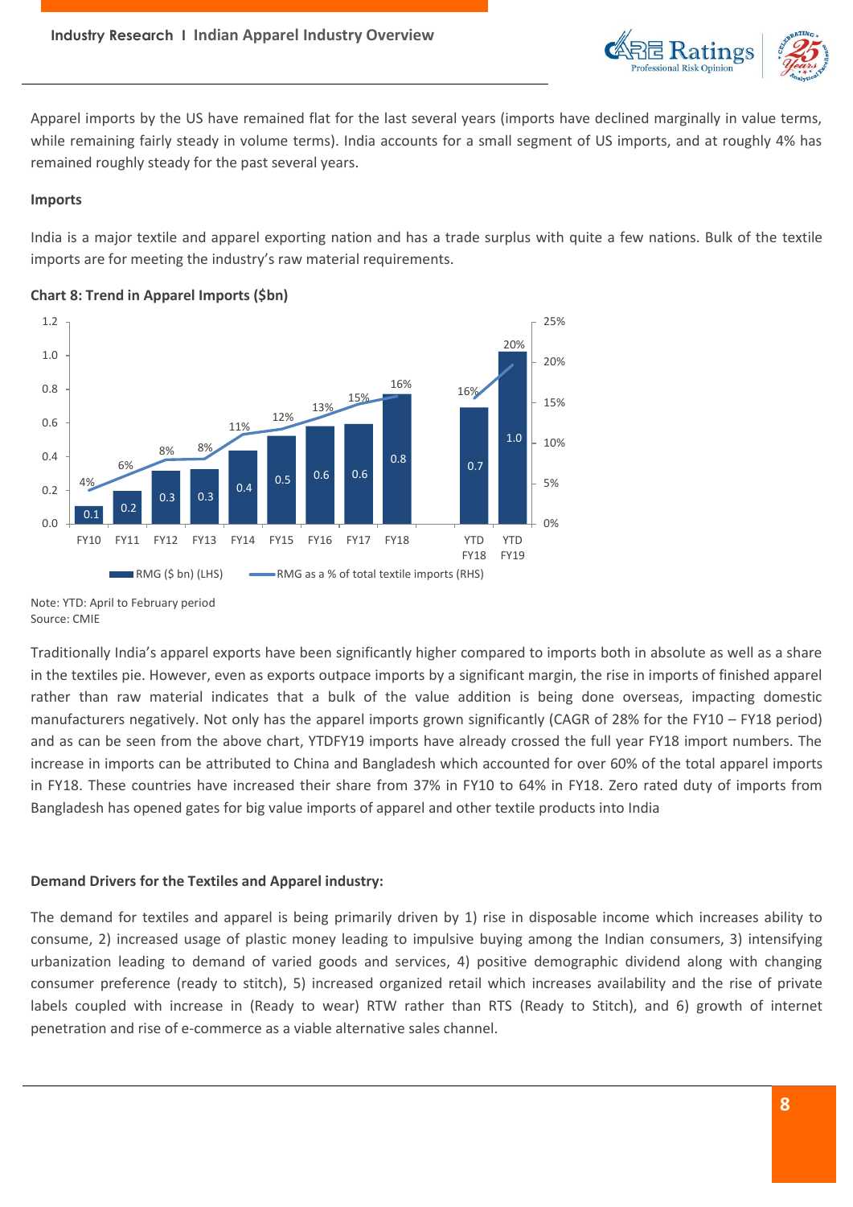Apparel imports by the US have remained flat for the last several years (imports have declined marginally in value terms, while remaining fairly steady in volume terms). India accounts for a small segment of US imports, and at roughly 4% has remained roughly steady for the past several years.

**Imports**

India is a major textile and apparel exporting nation and has a trade surplus with quite a few nations. Bulk of the textile imports are for meeting the industry's raw material requirements.

**Chart 8: Trend in Apparel Imports ($bn)**

| | FY10 | FY11 | FY12 | FY13 | FY14 | FY15 | FY16 | FY17 | FY18 | YTD FY18 | YTD FY19 |
|---|---|---|---|---|---|---|---|---|---|---|---|
| RMG ($ bn) (LHS) | 0.1 | 0.2 | 0.3 | 0.3 | 0.4 | 0.5 | 0.6 | 0.6 | 0.8 | 0.7 | 1.0 |
| RMG as a % of total textile imports (RHS) | 4% | 6% | 8% | 8% | 11% | 12% | 13% | 15% | 16% | 16% | 20% |

Note: YTD: April to February period
Source: CMIE

Traditionally India's apparel exports have been significantly higher compared to imports both in absolute as well as a share in the textiles pie. However, even as exports outpace imports by a significant margin, the rise in imports of finished apparel rather than raw material indicates that a bulk of the value addition is being done overseas, impacting domestic manufacturers negatively. Not only has the apparel imports grown significantly (CAGR of 28% for the FY10 – FY18 period) and as can be seen from the above chart, YTDFY19 imports have already crossed the full year FY18 import numbers. The increase in imports can be attributed to China and Bangladesh which accounted for over 60% of the total apparel imports in FY18. These countries have increased their share from 37% in FY10 to 64% in FY18. Zero rated duty of imports from Bangladesh has opened gates for big value imports of apparel and other textile products into India

**Demand Drivers for the Textiles and Apparel industry:**

The demand for textiles and apparel is being primarily driven by 1) rise in disposable income which increases ability to consume, 2) increased usage of plastic money leading to impulsive buying among the Indian consumers, 3) intensifying urbanization leading to demand of varied goods and services, 4) positive demographic dividend along with changing consumer preference (ready to stitch), 5) increased organized retail which increases availability and the rise of private labels coupled with increase in (Ready to wear) RTW rather than RTS (Ready to Stitch), and 6) growth of internet penetration and rise of e-commerce as a viable alternative sales channel.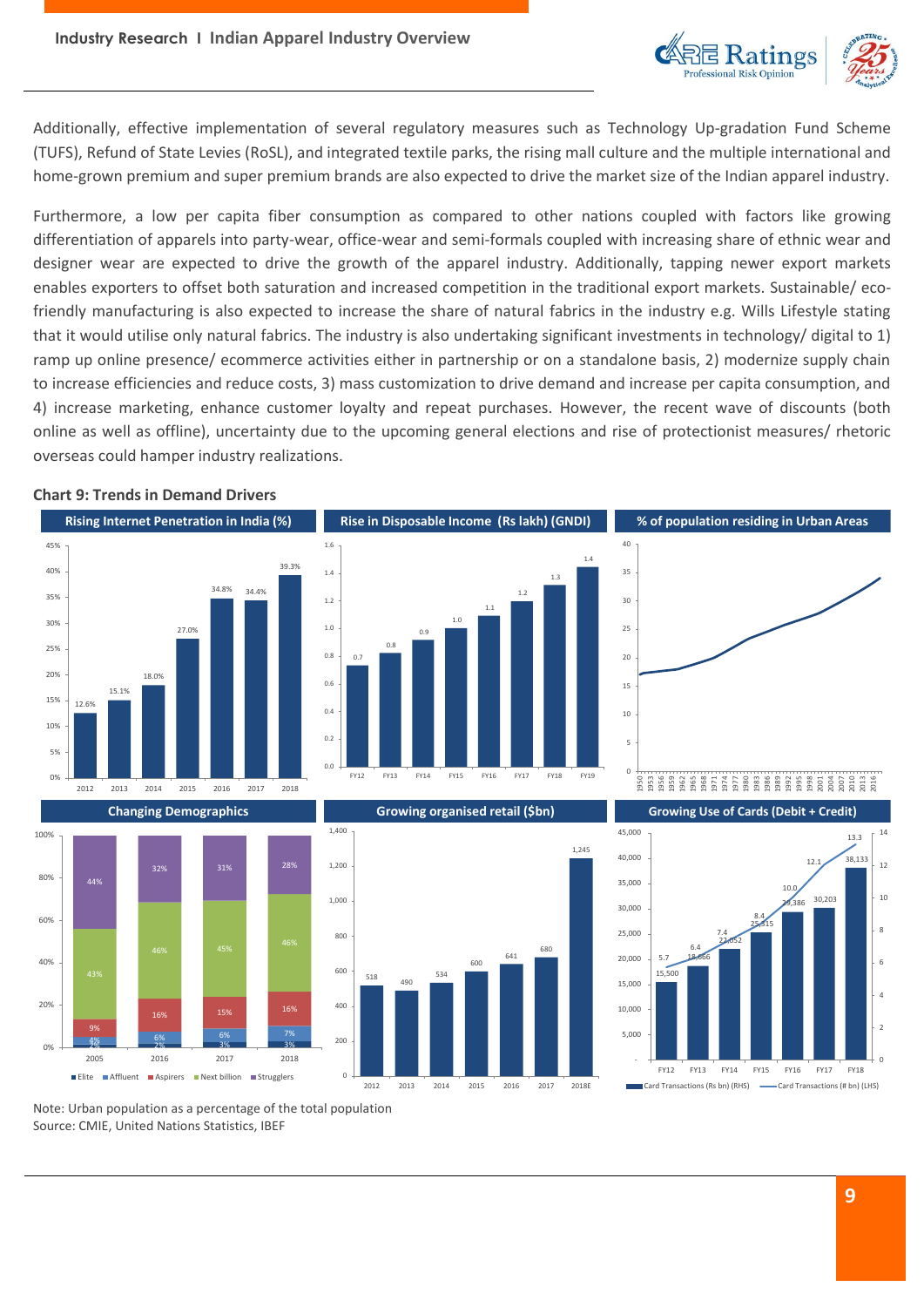Additionally, effective implementation of several regulatory measures such as Technology Up-gradation Fund Scheme (TUFS), Refund of State Levies (RoSL), and integrated textile parks, the rising mall culture and the multiple international and home-grown premium and super premium brands are also expected to drive the market size of the Indian apparel industry.

Furthermore, a low per capita fiber consumption as compared to other nations coupled with factors like growing differentiation of apparels into party-wear, office-wear and semi-formals coupled with increasing share of ethnic wear and designer wear are expected to drive the growth of the apparel industry. Additionally, tapping newer export markets enables exporters to offset both saturation and increased competition in the traditional export markets. Sustainable/ eco-friendly manufacturing is also expected to increase the share of natural fabrics in the industry e.g. Wills Lifestyle stating that it would utilise only natural fabrics. The industry is also undertaking significant investments in technology/ digital to 1) ramp up online presence/ ecommerce activities either in partnership or on a standalone basis, 2) modernize supply chain to increase efficiencies and reduce costs, 3) mass customization to drive demand and increase per capita consumption, and 4) increase marketing, enhance customer loyalty and repeat purchases. However, the recent wave of discounts (both online as well as offline), uncertainty due to the upcoming general elections and rise of protectionist measures/ rhetoric overseas could hamper industry realizations.

**Chart 9: Trends in Demand Drivers**

**Rising Internet Penetration in India (%)**

| Year | 2012 | 2013 | 2014 | 2015 | 2016 | 2017 | 2018 |
|---|---|---|---|---|---|---|---|
| % | 12.6% | 15.1% | 18.0% | 27.0% | 34.8% | 34.4% | 39.3% |

**Rise in Disposable Income (Rs lakh) (GNDI)**

| Year | FY12 | FY13 | FY14 | FY15 | FY16 | FY17 | FY18 | FY19 |
|---|---|---|---|---|---|---|---|---|
| Rs lakh | 0.7 | 0.8 | 0.9 | 1.0 | 1.1 | 1.2 | 1.3 | 1.4 |

**% of population residing in Urban Areas**

**Changing Demographics**

| Segment | 2005 | 2016 | 2017 | 2018 |
|---|---|---|---|---|
| Elite | 2% | 2% | 3% | 3% |
| Affluent | 4% | 6% | 6% | 7% |
| Aspirers | 9% | 16% | 15% | 16% |
| Next billion | 43% | 46% | 45% | 46% |
| Strugglers | 44% | 32% | 31% | 28% |

**Growing organised retail ($bn)**

| Year | 2012 | 2013 | 2014 | 2015 | 2016 | 2017 | 2018E |
|---|---|---|---|---|---|---|---|
| $bn | 518 | 490 | 534 | 600 | 641 | 680 | 1,245 |

**Growing Use of Cards (Debit + Credit)**

| Year | FY12 | FY13 | FY14 | FY15 | FY16 | FY17 | FY18 |
|---|---|---|---|---|---|---|---|
| Card Transactions (Rs bn) (RHS) | 15,500 | 18,666 | 22,052 | 25,315 | 29,386 | 30,203 | 38,133 |
| Card Transactions (# bn) (LHS) | 5.7 | 6.4 | 7.4 | 8.4 | 10.0 | 12.1 | 13.3 |

Note: Urban population as a percentage of the total population
Source: CMIE, United Nations Statistics, IBEF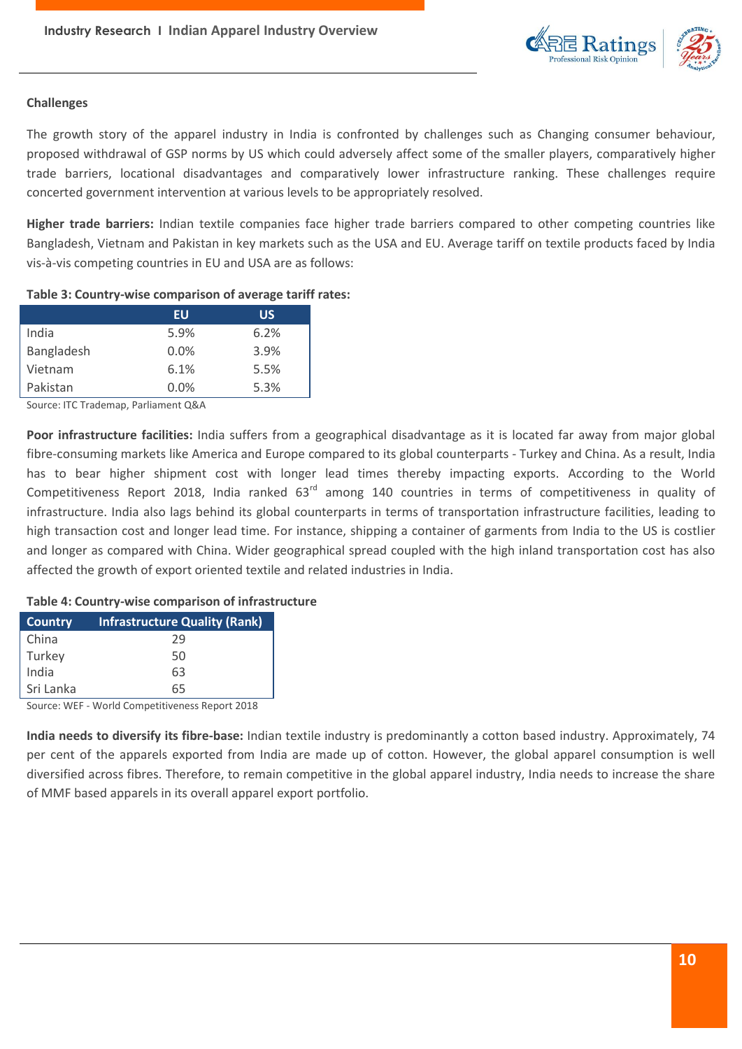### Challenges

The growth story of the apparel industry in India is confronted by challenges such as Changing consumer behaviour, proposed withdrawal of GSP norms by US which could adversely affect some of the smaller players, comparatively higher trade barriers, locational disadvantages and comparatively lower infrastructure ranking. These challenges require concerted government intervention at various levels to be appropriately resolved.

**Higher trade barriers:** Indian textile companies face higher trade barriers compared to other competing countries like Bangladesh, Vietnam and Pakistan in key markets such as the USA and EU. Average tariff on textile products faced by India vis-à-vis competing countries in EU and USA are as follows:

**Table 3: Country-wise comparison of average tariff rates:**

| | EU | US |
|---|---|---|
| India | 5.9% | 6.2% |
| Bangladesh | 0.0% | 3.9% |
| Vietnam | 6.1% | 5.5% |
| Pakistan | 0.0% | 5.3% |

Source: ITC Trademap, Parliament Q&A

**Poor infrastructure facilities:** India suffers from a geographical disadvantage as it is located far away from major global fibre-consuming markets like America and Europe compared to its global counterparts - Turkey and China. As a result, India has to bear higher shipment cost with longer lead times thereby impacting exports. According to the World Competitiveness Report 2018, India ranked 63rd among 140 countries in terms of competitiveness in quality of infrastructure. India also lags behind its global counterparts in terms of transportation infrastructure facilities, leading to high transaction cost and longer lead time. For instance, shipping a container of garments from India to the US is costlier and longer as compared with China. Wider geographical spread coupled with the high inland transportation cost has also affected the growth of export oriented textile and related industries in India.

**Table 4: Country-wise comparison of infrastructure**

| Country | Infrastructure Quality (Rank) |
|---|---|
| China | 29 |
| Turkey | 50 |
| India | 63 |
| Sri Lanka | 65 |

Source: WEF - World Competitiveness Report 2018

**India needs to diversify its fibre-base:** Indian textile industry is predominantly a cotton based industry. Approximately, 74 per cent of the apparels exported from India are made up of cotton. However, the global apparel consumption is well diversified across fibres. Therefore, to remain competitive in the global apparel industry, India needs to increase the share of MMF based apparels in its overall apparel export portfolio.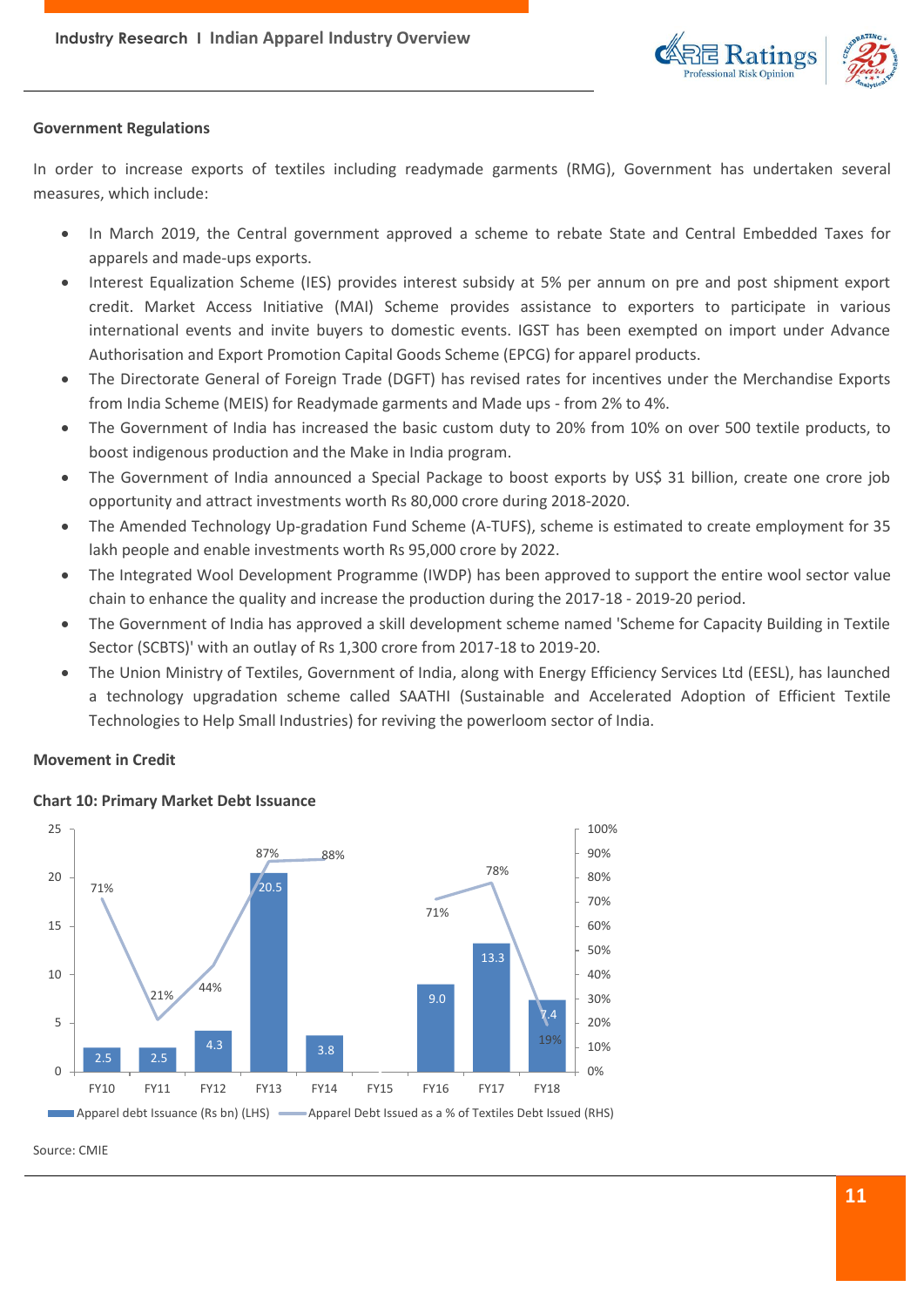## Government Regulations

In order to increase exports of textiles including readymade garments (RMG), Government has undertaken several measures, which include:

- In March 2019, the Central government approved a scheme to rebate State and Central Embedded Taxes for apparels and made-ups exports.
- Interest Equalization Scheme (IES) provides interest subsidy at 5% per annum on pre and post shipment export credit. Market Access Initiative (MAI) Scheme provides assistance to exporters to participate in various international events and invite buyers to domestic events. IGST has been exempted on import under Advance Authorisation and Export Promotion Capital Goods Scheme (EPCG) for apparel products.
- The Directorate General of Foreign Trade (DGFT) has revised rates for incentives under the Merchandise Exports from India Scheme (MEIS) for Readymade garments and Made ups - from 2% to 4%.
- The Government of India has increased the basic custom duty to 20% from 10% on over 500 textile products, to boost indigenous production and the Make in India program.
- The Government of India announced a Special Package to boost exports by US$ 31 billion, create one crore job opportunity and attract investments worth Rs 80,000 crore during 2018-2020.
- The Amended Technology Up-gradation Fund Scheme (A-TUFS), scheme is estimated to create employment for 35 lakh people and enable investments worth Rs 95,000 crore by 2022.
- The Integrated Wool Development Programme (IWDP) has been approved to support the entire wool sector value chain to enhance the quality and increase the production during the 2017-18 - 2019-20 period.
- The Government of India has approved a skill development scheme named 'Scheme for Capacity Building in Textile Sector (SCBTS)' with an outlay of Rs 1,300 crore from 2017-18 to 2019-20.
- The Union Ministry of Textiles, Government of India, along with Energy Efficiency Services Ltd (EESL), has launched a technology upgradation scheme called SAATHI (Sustainable and Accelerated Adoption of Efficient Textile Technologies to Help Small Industries) for reviving the powerloom sector of India.

## Movement in Credit

**Chart 10: Primary Market Debt Issuance**

| | FY10 | FY11 | FY12 | FY13 | FY14 | FY15 | FY16 | FY17 | FY18 |
|---|---|---|---|---|---|---|---|---|---|
| Apparel debt Issuance (Rs bn) (LHS) | 2.5 | 2.5 | 4.3 | 20.5 | 3.8 | | 9.0 | 13.3 | 7.4 |
| Apparel Debt Issued as a % of Textiles Debt Issued (RHS) | 71% | 21% | 44% | 87% | 88% | | 71% | 78% | 19% |

Source: CMIE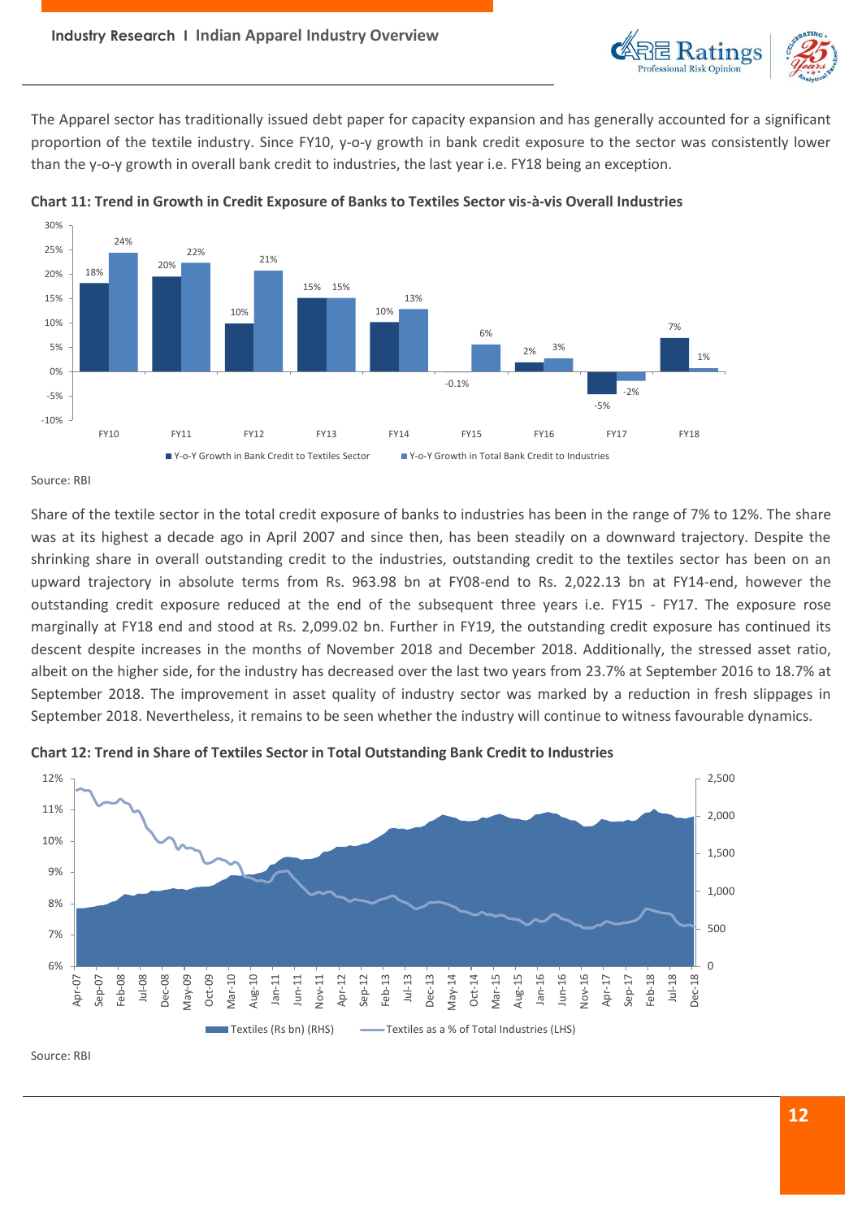The Apparel sector has traditionally issued debt paper for capacity expansion and has generally accounted for a significant proportion of the textile industry. Since FY10, y-o-y growth in bank credit exposure to the sector was consistently lower than the y-o-y growth in overall bank credit to industries, the last year i.e. FY18 being an exception.

**Chart 11: Trend in Growth in Credit Exposure of Banks to Textiles Sector vis-à-vis Overall Industries**

| | FY10 | FY11 | FY12 | FY13 | FY14 | FY15 | FY16 | FY17 | FY18 |
|---|---|---|---|---|---|---|---|---|---|
| Y-o-Y Growth in Bank Credit to Textiles Sector | 18% | 20% | 10% | 15% | 10% | -0.1% | 2% | -5% | 7% |
| Y-o-Y Growth in Total Bank Credit to Industries | 24% | 22% | 21% | 15% | 13% | 6% | 3% | -2% | 1% |

Source: RBI

Share of the textile sector in the total credit exposure of banks to industries has been in the range of 7% to 12%. The share was at its highest a decade ago in April 2007 and since then, has been steadily on a downward trajectory. Despite the shrinking share in overall outstanding credit to the industries, outstanding credit to the textiles sector has been on an upward trajectory in absolute terms from Rs. 963.98 bn at FY08-end to Rs. 2,022.13 bn at FY14-end, however the outstanding credit exposure reduced at the end of the subsequent three years i.e. FY15 - FY17. The exposure rose marginally at FY18 end and stood at Rs. 2,099.02 bn. Further in FY19, the outstanding credit exposure has continued its descent despite increases in the months of November 2018 and December 2018. Additionally, the stressed asset ratio, albeit on the higher side, for the industry has decreased over the last two years from 23.7% at September 2016 to 18.7% at September 2018. The improvement in asset quality of industry sector was marked by a reduction in fresh slippages in September 2018. Nevertheless, it remains to be seen whether the industry will continue to witness favourable dynamics.

**Chart 12: Trend in Share of Textiles Sector in Total Outstanding Bank Credit to Industries**

Legend: Textiles (Rs bn) (RHS); Textiles as a % of Total Industries (LHS)

Source: RBI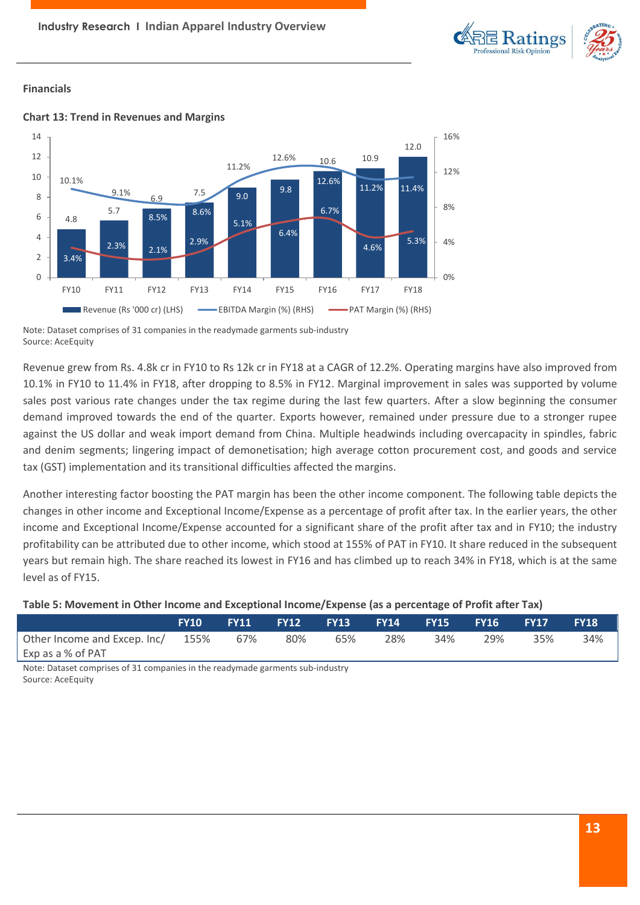## Financials

**Chart 13: Trend in Revenues and Margins**

| | FY10 | FY11 | FY12 | FY13 | FY14 | FY15 | FY16 | FY17 | FY18 |
|---|---|---|---|---|---|---|---|---|---|
| Revenue (Rs '000 cr) (LHS) | 4.8 | 5.7 | 6.9 | 7.5 | 9.0 | 9.8 | 10.6 | 10.9 | 12.0 |
| EBITDA Margin (%) (RHS) | 10.1% | 9.1% | 8.5% | 8.6% | 11.2% | 12.6% | 12.6% | 11.2% | 11.4% |
| PAT Margin (%) (RHS) | 3.4% | 2.3% | 2.1% | 2.9% | 5.1% | 6.4% | 6.7% | 4.6% | 5.3% |

Note: Dataset comprises of 31 companies in the readymade garments sub-industry
Source: AceEquity

Revenue grew from Rs. 4.8k cr in FY10 to Rs 12k cr in FY18 at a CAGR of 12.2%. Operating margins have also improved from 10.1% in FY10 to 11.4% in FY18, after dropping to 8.5% in FY12. Marginal improvement in sales was supported by volume sales post various rate changes under the tax regime during the last few quarters. After a slow beginning the consumer demand improved towards the end of the quarter. Exports however, remained under pressure due to a stronger rupee against the US dollar and weak import demand from China. Multiple headwinds including overcapacity in spindles, fabric and denim segments; lingering impact of demonetisation; high average cotton procurement cost, and goods and service tax (GST) implementation and its transitional difficulties affected the margins.

Another interesting factor boosting the PAT margin has been the other income component. The following table depicts the changes in other income and Exceptional Income/Expense as a percentage of profit after tax. In the earlier years, the other income and Exceptional Income/Expense accounted for a significant share of the profit after tax and in FY10; the industry profitability can be attributed due to other income, which stood at 155% of PAT in FY10. It share reduced in the subsequent years but remain high. The share reached its lowest in FY16 and has climbed up to reach 34% in FY18, which is at the same level as of FY15.

**Table 5: Movement in Other Income and Exceptional Income/Expense (as a percentage of Profit after Tax)**

| | FY10 | FY11 | FY12 | FY13 | FY14 | FY15 | FY16 | FY17 | FY18 |
|---|---|---|---|---|---|---|---|---|---|
| Other Income and Excep. Inc/ Exp as a % of PAT | 155% | 67% | 80% | 65% | 28% | 34% | 29% | 35% | 34% |

Note: Dataset comprises of 31 companies in the readymade garments sub-industry
Source: AceEquity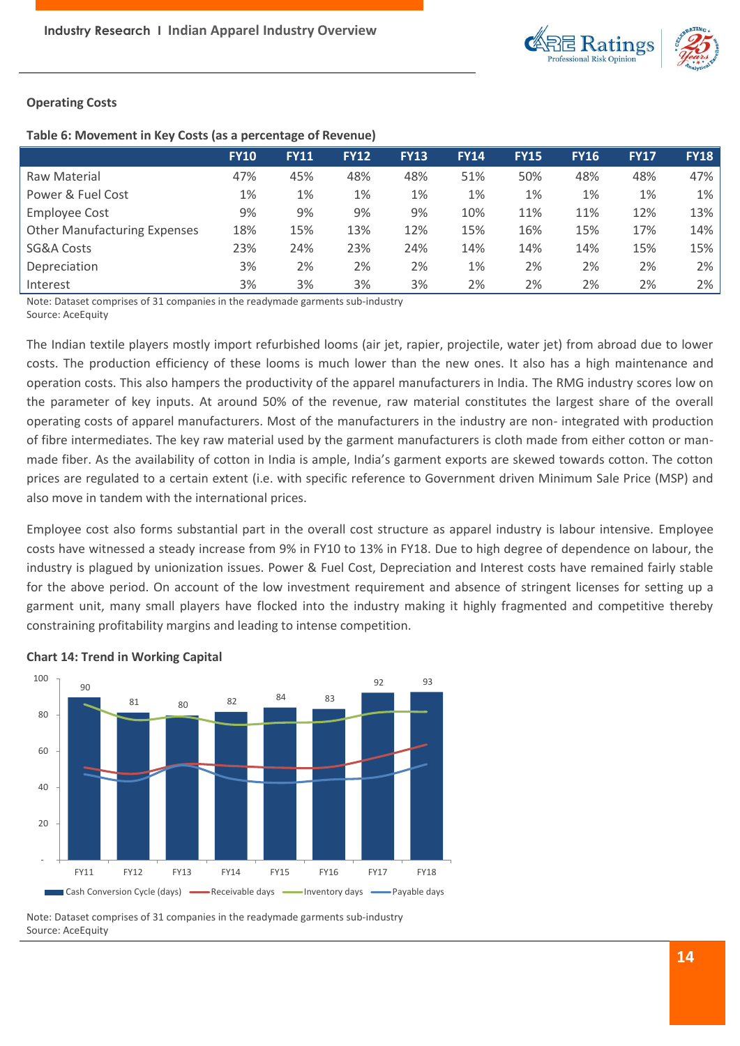### Operating Costs

**Table 6: Movement in Key Costs (as a percentage of Revenue)**

| | FY10 | FY11 | FY12 | FY13 | FY14 | FY15 | FY16 | FY17 | FY18 |
|---|---|---|---|---|---|---|---|---|---|
| Raw Material | 47% | 45% | 48% | 48% | 51% | 50% | 48% | 48% | 47% |
| Power & Fuel Cost | 1% | 1% | 1% | 1% | 1% | 1% | 1% | 1% | 1% |
| Employee Cost | 9% | 9% | 9% | 9% | 10% | 11% | 11% | 12% | 13% |
| Other Manufacturing Expenses | 18% | 15% | 13% | 12% | 15% | 16% | 15% | 17% | 14% |
| SG&A Costs | 23% | 24% | 23% | 24% | 14% | 14% | 14% | 15% | 15% |
| Depreciation | 3% | 2% | 2% | 2% | 1% | 2% | 2% | 2% | 2% |
| Interest | 3% | 3% | 3% | 3% | 2% | 2% | 2% | 2% | 2% |

Note: Dataset comprises of 31 companies in the readymade garments sub-industry
Source: AceEquity

The Indian textile players mostly import refurbished looms (air jet, rapier, projectile, water jet) from abroad due to lower costs. The production efficiency of these looms is much lower than the new ones. It also has a high maintenance and operation costs. This also hampers the productivity of the apparel manufacturers in India. The RMG industry scores low on the parameter of key inputs. At around 50% of the revenue, raw material constitutes the largest share of the overall operating costs of apparel manufacturers. Most of the manufacturers in the industry are non- integrated with production of fibre intermediates. The key raw material used by the garment manufacturers is cloth made from either cotton or man-made fiber. As the availability of cotton in India is ample, India's garment exports are skewed towards cotton. The cotton prices are regulated to a certain extent (i.e. with specific reference to Government driven Minimum Sale Price (MSP) and also move in tandem with the international prices.

Employee cost also forms substantial part in the overall cost structure as apparel industry is labour intensive. Employee costs have witnessed a steady increase from 9% in FY10 to 13% in FY18. Due to high degree of dependence on labour, the industry is plagued by unionization issues. Power & Fuel Cost, Depreciation and Interest costs have remained fairly stable for the above period. On account of the low investment requirement and absence of stringent licenses for setting up a garment unit, many small players have flocked into the industry making it highly fragmented and competitive thereby constraining profitability margins and leading to intense competition.

**Chart 14: Trend in Working Capital**

| | FY11 | FY12 | FY13 | FY14 | FY15 | FY16 | FY17 | FY18 |
|---|---|---|---|---|---|---|---|---|
| Cash Conversion Cycle (days) | 90 | 81 | 80 | 82 | 84 | 83 | 92 | 93 |

Legend: Cash Conversion Cycle (days), Receivable days, Inventory days, Payable days

Note: Dataset comprises of 31 companies in the readymade garments sub-industry
Source: AceEquity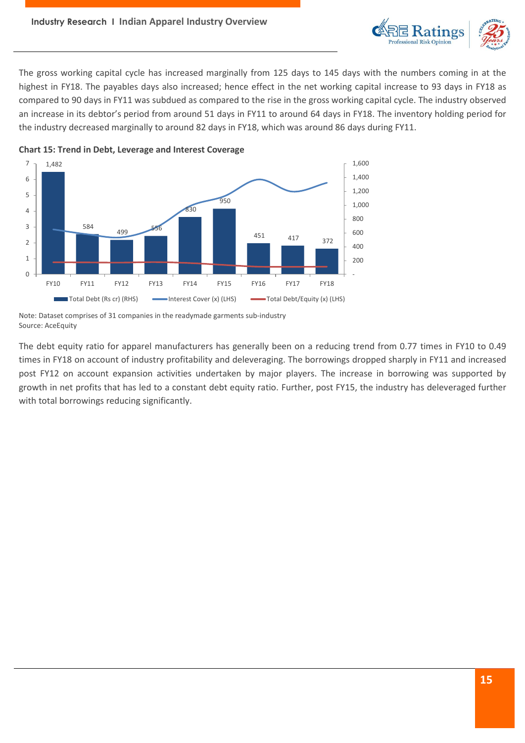The gross working capital cycle has increased marginally from 125 days to 145 days with the numbers coming in at the highest in FY18. The payables days also increased; hence effect in the net working capital increase to 93 days in FY18 as compared to 90 days in FY11 was subdued as compared to the rise in the gross working capital cycle. The industry observed an increase in its debtor's period from around 51 days in FY11 to around 64 days in FY18. The inventory holding period for the industry decreased marginally to around 82 days in FY18, which was around 86 days during FY11.

**Chart 15: Trend in Debt, Leverage and Interest Coverage**

| | FY10 | FY11 | FY12 | FY13 | FY14 | FY15 | FY16 | FY17 | FY18 |
|---|---|---|---|---|---|---|---|---|---|
| Total Debt (Rs cr) (RHS) | 1,482 | 584 | 499 | 556 | 830 | 950 | 451 | 417 | 372 |

Legend: Total Debt (Rs cr) (RHS); Interest Cover (x) (LHS); Total Debt/Equity (x) (LHS)

Note: Dataset comprises of 31 companies in the readymade garments sub-industry
Source: AceEquity

The debt equity ratio for apparel manufacturers has generally been on a reducing trend from 0.77 times in FY10 to 0.49 times in FY18 on account of industry profitability and deleveraging. The borrowings dropped sharply in FY11 and increased post FY12 on account expansion activities undertaken by major players. The increase in borrowing was supported by growth in net profits that has led to a constant debt equity ratio. Further, post FY15, the industry has deleveraged further with total borrowings reducing significantly.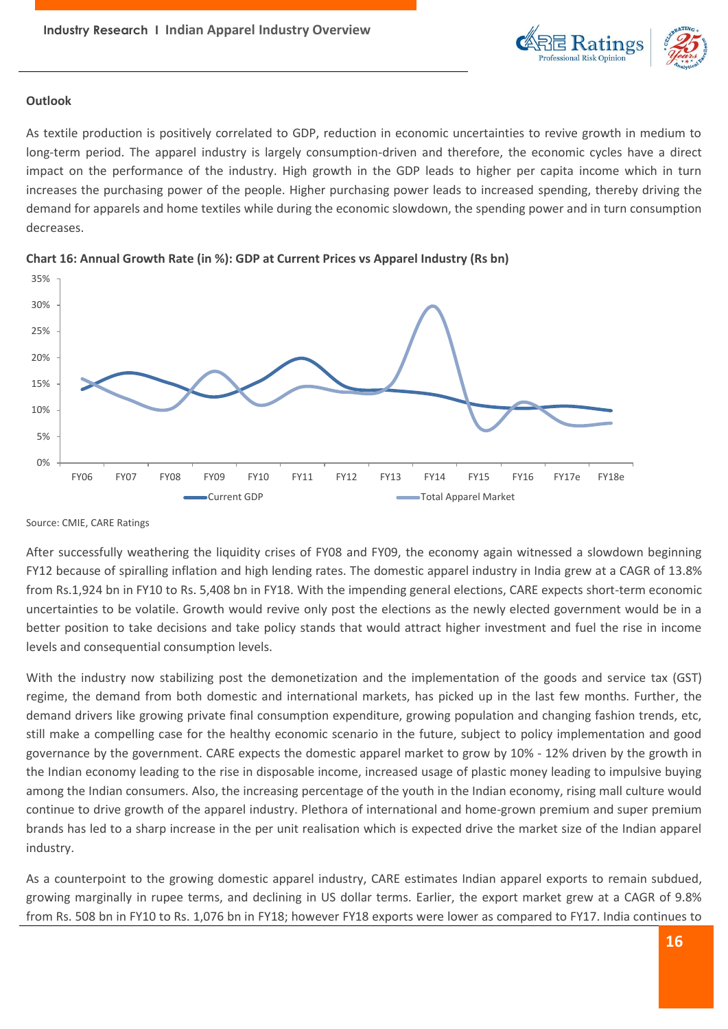### Outlook

As textile production is positively correlated to GDP, reduction in economic uncertainties to revive growth in medium to long-term period. The apparel industry is largely consumption-driven and therefore, the economic cycles have a direct impact on the performance of the industry. High growth in the GDP leads to higher per capita income which in turn increases the purchasing power of the people. Higher purchasing power leads to increased spending, thereby driving the demand for apparels and home textiles while during the economic slowdown, the spending power and in turn consumption decreases.

**Chart 16: Annual Growth Rate (in %): GDP at Current Prices vs Apparel Industry (Rs bn)**

Source: CMIE, CARE Ratings

After successfully weathering the liquidity crises of FY08 and FY09, the economy again witnessed a slowdown beginning FY12 because of spiralling inflation and high lending rates. The domestic apparel industry in India grew at a CAGR of 13.8% from Rs.1,924 bn in FY10 to Rs. 5,408 bn in FY18. With the impending general elections, CARE expects short-term economic uncertainties to be volatile. Growth would revive only post the elections as the newly elected government would be in a better position to take decisions and take policy stands that would attract higher investment and fuel the rise in income levels and consequential consumption levels.

With the industry now stabilizing post the demonetization and the implementation of the goods and service tax (GST) regime, the demand from both domestic and international markets, has picked up in the last few months. Further, the demand drivers like growing private final consumption expenditure, growing population and changing fashion trends, etc, still make a compelling case for the healthy economic scenario in the future, subject to policy implementation and good governance by the government. CARE expects the domestic apparel market to grow by 10% - 12% driven by the growth in the Indian economy leading to the rise in disposable income, increased usage of plastic money leading to impulsive buying among the Indian consumers. Also, the increasing percentage of the youth in the Indian economy, rising mall culture would continue to drive growth of the apparel industry. Plethora of international and home-grown premium and super premium brands has led to a sharp increase in the per unit realisation which is expected drive the market size of the Indian apparel industry.

As a counterpoint to the growing domestic apparel industry, CARE estimates Indian apparel exports to remain subdued, growing marginally in rupee terms, and declining in US dollar terms. Earlier, the export market grew at a CAGR of 9.8% from Rs. 508 bn in FY10 to Rs. 1,076 bn in FY18; however FY18 exports were lower as compared to FY17. India continues to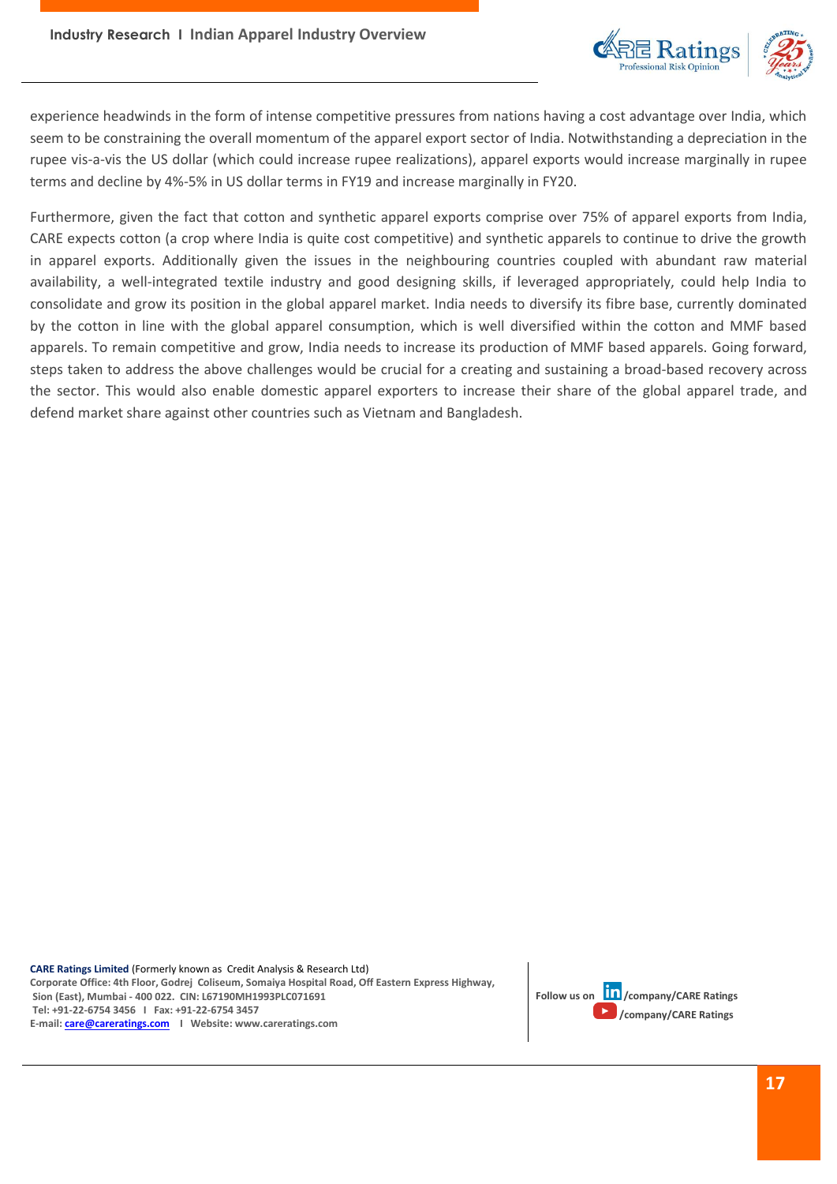experience headwinds in the form of intense competitive pressures from nations having a cost advantage over India, which seem to be constraining the overall momentum of the apparel export sector of India. Notwithstanding a depreciation in the rupee vis-a-vis the US dollar (which could increase rupee realizations), apparel exports would increase marginally in rupee terms and decline by 4%-5% in US dollar terms in FY19 and increase marginally in FY20.

Furthermore, given the fact that cotton and synthetic apparel exports comprise over 75% of apparel exports from India, CARE expects cotton (a crop where India is quite cost competitive) and synthetic apparels to continue to drive the growth in apparel exports. Additionally given the issues in the neighbouring countries coupled with abundant raw material availability, a well-integrated textile industry and good designing skills, if leveraged appropriately, could help India to consolidate and grow its position in the global apparel market. India needs to diversify its fibre base, currently dominated by the cotton in line with the global apparel consumption, which is well diversified within the cotton and MMF based apparels. To remain competitive and grow, India needs to increase its production of MMF based apparels. Going forward, steps taken to address the above challenges would be crucial for a creating and sustaining a broad-based recovery across the sector. This would also enable domestic apparel exporters to increase their share of the global apparel trade, and defend market share against other countries such as Vietnam and Bangladesh.

**CARE Ratings Limited** (Formerly known as Credit Analysis & Research Ltd)
**Corporate Office: 4th Floor, Godrej Coliseum, Somaiya Hospital Road, Off Eastern Express Highway, Sion (East), Mumbai - 400 022. CIN: L67190MH1993PLC071691**
**Tel: +91-22-6754 3456 I Fax: +91-22-6754 3457**
**E-mail: care@careratings.com I Website: www.careratings.com**

**Follow us on /company/CARE Ratings**
**/company/CARE Ratings**